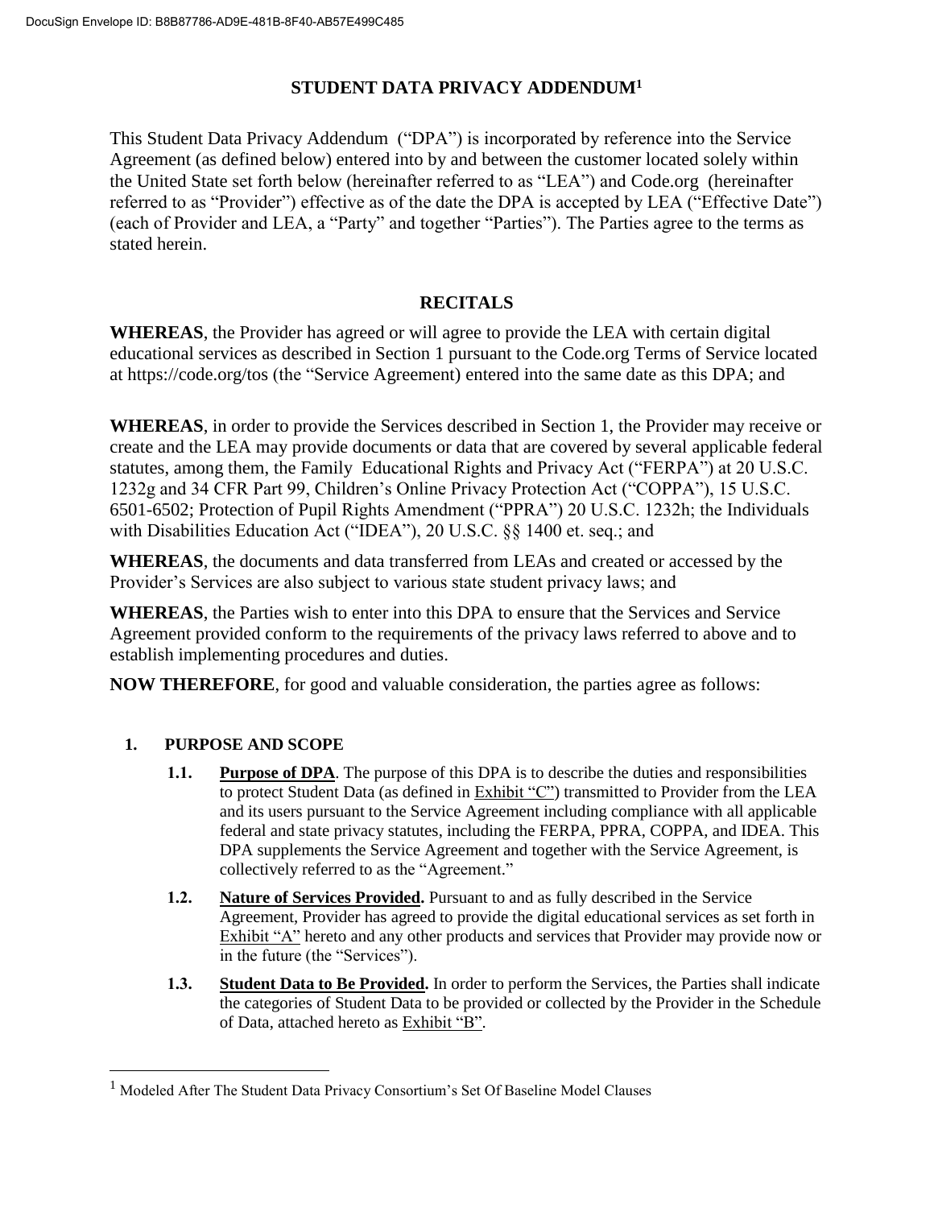# STUDENT DATA PRIVACY ADDENDUM[1]

This Student Data Privacy Addendum ("DPA") is incorporated by reference into the Service Agreement (as defined below) entered into by and between the customer located solely within the United State set forth below (hereinafter referred to as "LEA") and Code.org (hereinafter referred to as "Provider") effective as of the date the DPA is accepted by LEA ("Effective Date") (each of Provider and LEA, a "Party" and together "Parties"). The Parties agree to the terms as stated herein.

## RECITALS

**WHEREAS**, the Provider has agreed or will agree to provide the LEA with certain digital educational services as described in Section 1 pursuant to the Code.org Terms of Service located at https://code.org/tos (the "Service Agreement) entered into the same date as this DPA; and

**WHEREAS**, in order to provide the Services described in Section 1, the Provider may receive or create and the LEA may provide documents or data that are covered by several applicable federal statutes, among them, the Family Educational Rights and Privacy Act ("FERPA") at 20 U.S.C. 1232g and 34 CFR Part 99, Children's Online Privacy Protection Act ("COPPA"), 15 U.S.C. 6501-6502; Protection of Pupil Rights Amendment ("PPRA") 20 U.S.C. 1232h; the Individuals with Disabilities Education Act ("IDEA"), 20 U.S.C. §§ 1400 et. seq.; and

**WHEREAS**, the documents and data transferred from LEAs and created or accessed by the Provider's Services are also subject to various state student privacy laws; and

**WHEREAS**, the Parties wish to enter into this DPA to ensure that the Services and Service Agreement provided conform to the requirements of the privacy laws referred to above and to establish implementing procedures and duties.

**NOW THEREFORE**, for good and valuable consideration, the parties agree as follows:

**1. PURPOSE AND SCOPE**

**1.1. Purpose of DPA**. The purpose of this DPA is to describe the duties and responsibilities to protect Student Data (as defined in Exhibit "C") transmitted to Provider from the LEA and its users pursuant to the Service Agreement including compliance with all applicable federal and state privacy statutes, including the FERPA, PPRA, COPPA, and IDEA. This DPA supplements the Service Agreement and together with the Service Agreement, is collectively referred to as the "Agreement."

**1.2. Nature of Services Provided.** Pursuant to and as fully described in the Service Agreement, Provider has agreed to provide the digital educational services as set forth in Exhibit "A" hereto and any other products and services that Provider may provide now or in the future (the "Services").

**1.3. Student Data to Be Provided.** In order to perform the Services, the Parties shall indicate the categories of Student Data to be provided or collected by the Provider in the Schedule of Data, attached hereto as Exhibit "B".

---

[1] Modeled After The Student Data Privacy Consortium's Set Of Baseline Model Clauses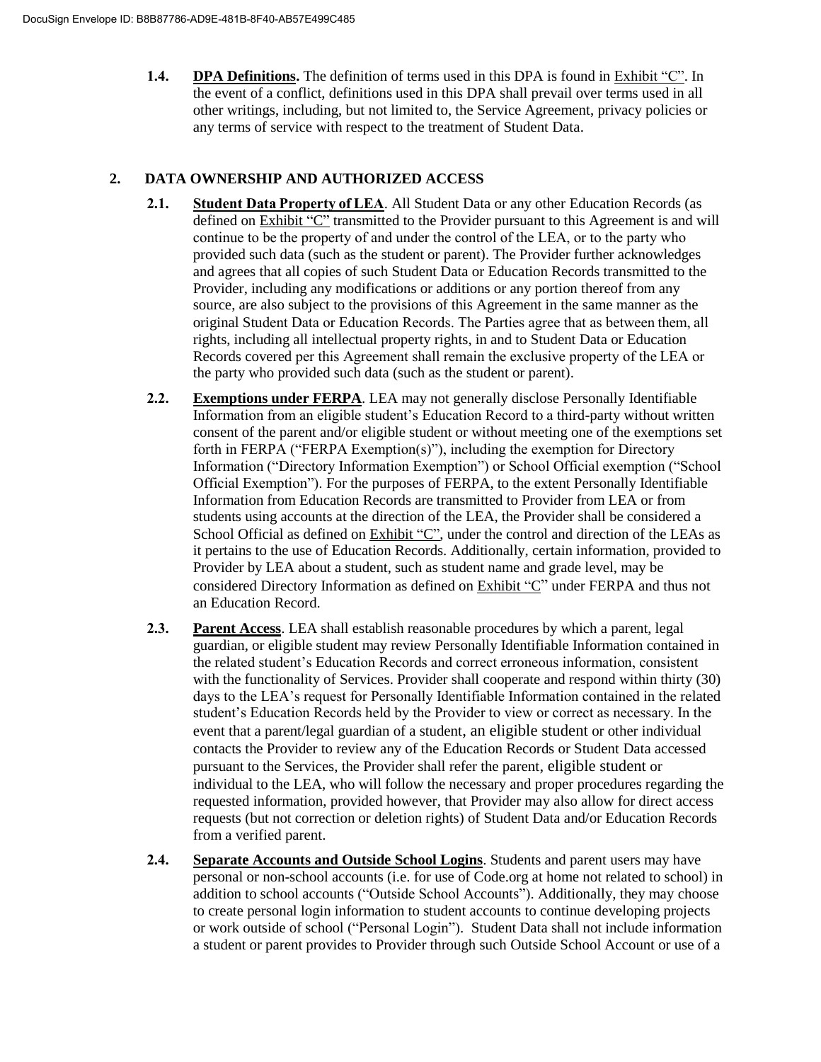**1.4. DPA Definitions.** The definition of terms used in this DPA is found in Exhibit "C". In the event of a conflict, definitions used in this DPA shall prevail over terms used in all other writings, including, but not limited to, the Service Agreement, privacy policies or any terms of service with respect to the treatment of Student Data.

## 2. DATA OWNERSHIP AND AUTHORIZED ACCESS

**2.1. Student Data Property of LEA**. All Student Data or any other Education Records (as defined on Exhibit "C" transmitted to the Provider pursuant to this Agreement is and will continue to be the property of and under the control of the LEA, or to the party who provided such data (such as the student or parent). The Provider further acknowledges and agrees that all copies of such Student Data or Education Records transmitted to the Provider, including any modifications or additions or any portion thereof from any source, are also subject to the provisions of this Agreement in the same manner as the original Student Data or Education Records. The Parties agree that as between them, all rights, including all intellectual property rights, in and to Student Data or Education Records covered per this Agreement shall remain the exclusive property of the LEA or the party who provided such data (such as the student or parent).

**2.2. Exemptions under FERPA**. LEA may not generally disclose Personally Identifiable Information from an eligible student's Education Record to a third-party without written consent of the parent and/or eligible student or without meeting one of the exemptions set forth in FERPA ("FERPA Exemption(s)"), including the exemption for Directory Information ("Directory Information Exemption") or School Official exemption ("School Official Exemption"). For the purposes of FERPA, to the extent Personally Identifiable Information from Education Records are transmitted to Provider from LEA or from students using accounts at the direction of the LEA, the Provider shall be considered a School Official as defined on Exhibit "C", under the control and direction of the LEAs as it pertains to the use of Education Records. Additionally, certain information, provided to Provider by LEA about a student, such as student name and grade level, may be considered Directory Information as defined on Exhibit "C" under FERPA and thus not an Education Record.

**2.3. Parent Access**. LEA shall establish reasonable procedures by which a parent, legal guardian, or eligible student may review Personally Identifiable Information contained in the related student's Education Records and correct erroneous information, consistent with the functionality of Services. Provider shall cooperate and respond within thirty (30) days to the LEA's request for Personally Identifiable Information contained in the related student's Education Records held by the Provider to view or correct as necessary. In the event that a parent/legal guardian of a student, an eligible student or other individual contacts the Provider to review any of the Education Records or Student Data accessed pursuant to the Services, the Provider shall refer the parent, eligible student or individual to the LEA, who will follow the necessary and proper procedures regarding the requested information, provided however, that Provider may also allow for direct access requests (but not correction or deletion rights) of Student Data and/or Education Records from a verified parent.

**2.4. Separate Accounts and Outside School Logins**. Students and parent users may have personal or non-school accounts (i.e. for use of Code.org at home not related to school) in addition to school accounts ("Outside School Accounts"). Additionally, they may choose to create personal login information to student accounts to continue developing projects or work outside of school ("Personal Login"). Student Data shall not include information a student or parent provides to Provider through such Outside School Account or use of a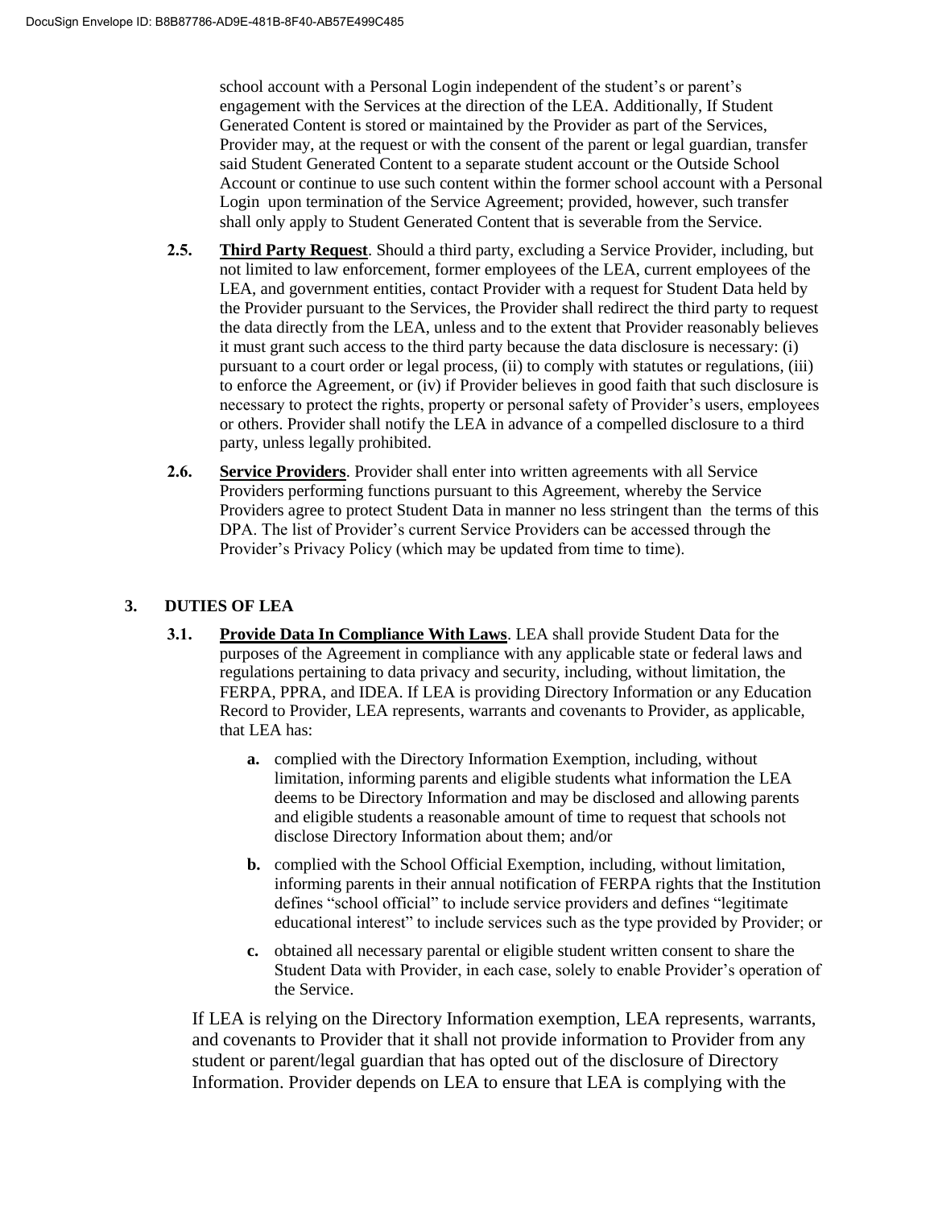school account with a Personal Login independent of the student's or parent's engagement with the Services at the direction of the LEA. Additionally, If Student Generated Content is stored or maintained by the Provider as part of the Services, Provider may, at the request or with the consent of the parent or legal guardian, transfer said Student Generated Content to a separate student account or the Outside School Account or continue to use such content within the former school account with a Personal Login upon termination of the Service Agreement; provided, however, such transfer shall only apply to Student Generated Content that is severable from the Service.

**2.5. Third Party Request**. Should a third party, excluding a Service Provider, including, but not limited to law enforcement, former employees of the LEA, current employees of the LEA, and government entities, contact Provider with a request for Student Data held by the Provider pursuant to the Services, the Provider shall redirect the third party to request the data directly from the LEA, unless and to the extent that Provider reasonably believes it must grant such access to the third party because the data disclosure is necessary: (i) pursuant to a court order or legal process, (ii) to comply with statutes or regulations, (iii) to enforce the Agreement, or (iv) if Provider believes in good faith that such disclosure is necessary to protect the rights, property or personal safety of Provider's users, employees or others. Provider shall notify the LEA in advance of a compelled disclosure to a third party, unless legally prohibited.

**2.6. Service Providers**. Provider shall enter into written agreements with all Service Providers performing functions pursuant to this Agreement, whereby the Service Providers agree to protect Student Data in manner no less stringent than the terms of this DPA. The list of Provider's current Service Providers can be accessed through the Provider's Privacy Policy (which may be updated from time to time).

## 3. DUTIES OF LEA

**3.1. Provide Data In Compliance With Laws**. LEA shall provide Student Data for the purposes of the Agreement in compliance with any applicable state or federal laws and regulations pertaining to data privacy and security, including, without limitation, the FERPA, PPRA, and IDEA. If LEA is providing Directory Information or any Education Record to Provider, LEA represents, warrants and covenants to Provider, as applicable, that LEA has:

- **a.** complied with the Directory Information Exemption, including, without limitation, informing parents and eligible students what information the LEA deems to be Directory Information and may be disclosed and allowing parents and eligible students a reasonable amount of time to request that schools not disclose Directory Information about them; and/or
- **b.** complied with the School Official Exemption, including, without limitation, informing parents in their annual notification of FERPA rights that the Institution defines "school official" to include service providers and defines "legitimate educational interest" to include services such as the type provided by Provider; or
- **c.** obtained all necessary parental or eligible student written consent to share the Student Data with Provider, in each case, solely to enable Provider's operation of the Service.

If LEA is relying on the Directory Information exemption, LEA represents, warrants, and covenants to Provider that it shall not provide information to Provider from any student or parent/legal guardian that has opted out of the disclosure of Directory Information. Provider depends on LEA to ensure that LEA is complying with the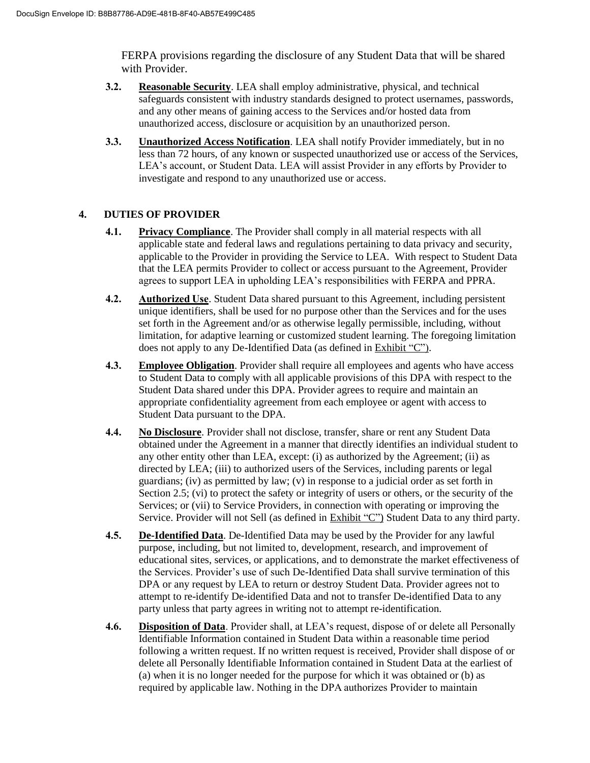FERPA provisions regarding the disclosure of any Student Data that will be shared with Provider.

**3.2.** **Reasonable Security**. LEA shall employ administrative, physical, and technical safeguards consistent with industry standards designed to protect usernames, passwords, and any other means of gaining access to the Services and/or hosted data from unauthorized access, disclosure or acquisition by an unauthorized person.

**3.3.** **Unauthorized Access Notification**. LEA shall notify Provider immediately, but in no less than 72 hours, of any known or suspected unauthorized use or access of the Services, LEA's account, or Student Data. LEA will assist Provider in any efforts by Provider to investigate and respond to any unauthorized use or access.

## 4. DUTIES OF PROVIDER

**4.1.** **Privacy Compliance**. The Provider shall comply in all material respects with all applicable state and federal laws and regulations pertaining to data privacy and security, applicable to the Provider in providing the Service to LEA. With respect to Student Data that the LEA permits Provider to collect or access pursuant to the Agreement, Provider agrees to support LEA in upholding LEA's responsibilities with FERPA and PPRA.

**4.2.** **Authorized Use**. Student Data shared pursuant to this Agreement, including persistent unique identifiers, shall be used for no purpose other than the Services and for the uses set forth in the Agreement and/or as otherwise legally permissible, including, without limitation, for adaptive learning or customized student learning. The foregoing limitation does not apply to any De-Identified Data (as defined in Exhibit "C").

**4.3.** **Employee Obligation**. Provider shall require all employees and agents who have access to Student Data to comply with all applicable provisions of this DPA with respect to the Student Data shared under this DPA. Provider agrees to require and maintain an appropriate confidentiality agreement from each employee or agent with access to Student Data pursuant to the DPA.

**4.4.** **No Disclosure**. Provider shall not disclose, transfer, share or rent any Student Data obtained under the Agreement in a manner that directly identifies an individual student to any other entity other than LEA, except: (i) as authorized by the Agreement; (ii) as directed by LEA; (iii) to authorized users of the Services, including parents or legal guardians; (iv) as permitted by law; (v) in response to a judicial order as set forth in Section 2.5; (vi) to protect the safety or integrity of users or others, or the security of the Services; or (vii) to Service Providers, in connection with operating or improving the Service. Provider will not Sell (as defined in Exhibit "C") Student Data to any third party.

**4.5.** **De-Identified Data**. De-Identified Data may be used by the Provider for any lawful purpose, including, but not limited to, development, research, and improvement of educational sites, services, or applications, and to demonstrate the market effectiveness of the Services. Provider's use of such De-Identified Data shall survive termination of this DPA or any request by LEA to return or destroy Student Data. Provider agrees not to attempt to re-identify De-identified Data and not to transfer De-identified Data to any party unless that party agrees in writing not to attempt re-identification.

**4.6.** **Disposition of Data**. Provider shall, at LEA's request, dispose of or delete all Personally Identifiable Information contained in Student Data within a reasonable time period following a written request. If no written request is received, Provider shall dispose of or delete all Personally Identifiable Information contained in Student Data at the earliest of (a) when it is no longer needed for the purpose for which it was obtained or (b) as required by applicable law. Nothing in the DPA authorizes Provider to maintain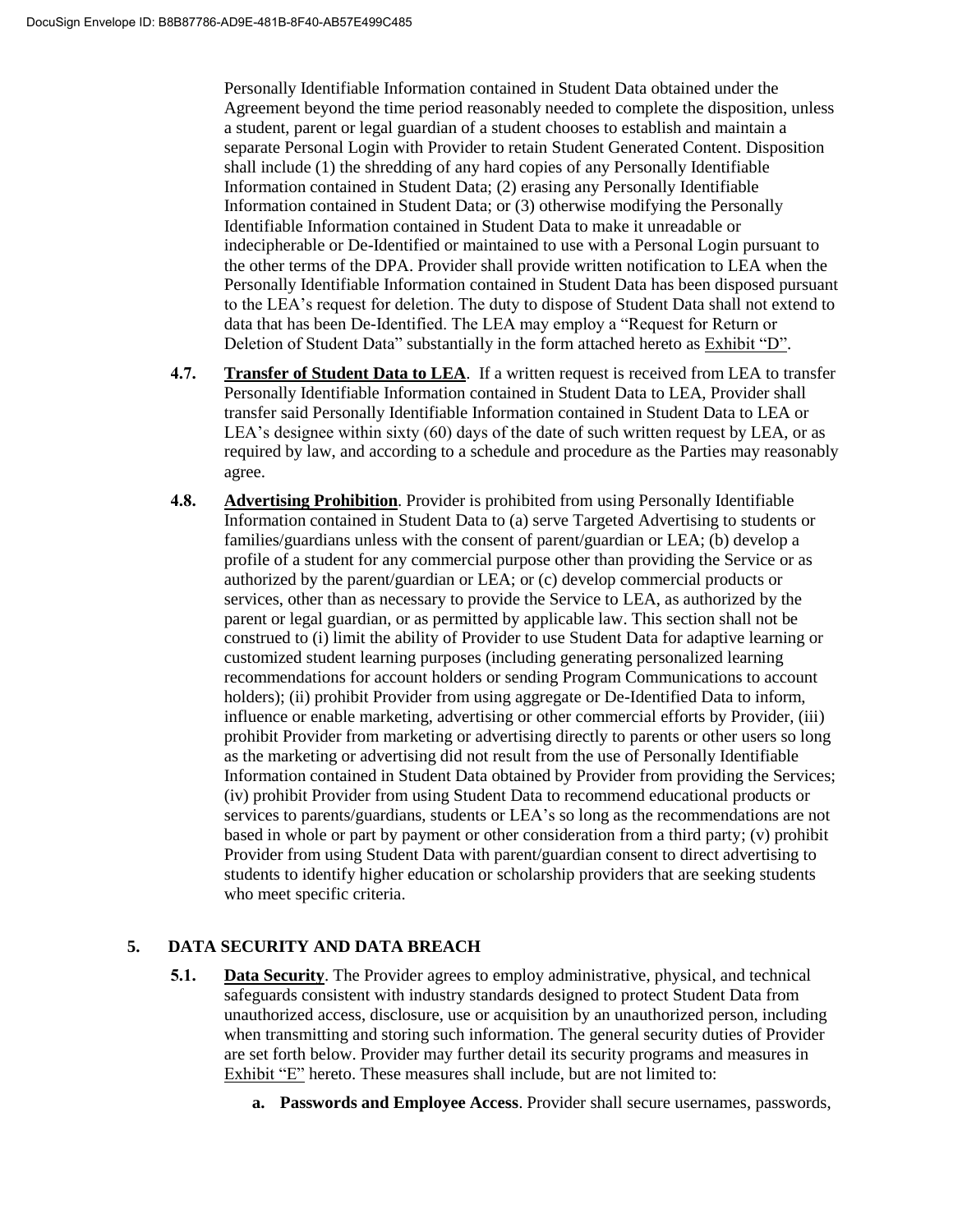Personally Identifiable Information contained in Student Data obtained under the Agreement beyond the time period reasonably needed to complete the disposition, unless a student, parent or legal guardian of a student chooses to establish and maintain a separate Personal Login with Provider to retain Student Generated Content. Disposition shall include (1) the shredding of any hard copies of any Personally Identifiable Information contained in Student Data; (2) erasing any Personally Identifiable Information contained in Student Data; or (3) otherwise modifying the Personally Identifiable Information contained in Student Data to make it unreadable or indecipherable or De-Identified or maintained to use with a Personal Login pursuant to the other terms of the DPA. Provider shall provide written notification to LEA when the Personally Identifiable Information contained in Student Data has been disposed pursuant to the LEA's request for deletion. The duty to dispose of Student Data shall not extend to data that has been De-Identified. The LEA may employ a "Request for Return or Deletion of Student Data" substantially in the form attached hereto as Exhibit "D".

**4.7.** **Transfer of Student Data to LEA**. If a written request is received from LEA to transfer Personally Identifiable Information contained in Student Data to LEA, Provider shall transfer said Personally Identifiable Information contained in Student Data to LEA or LEA's designee within sixty (60) days of the date of such written request by LEA, or as required by law, and according to a schedule and procedure as the Parties may reasonably agree.

**4.8.** **Advertising Prohibition**. Provider is prohibited from using Personally Identifiable Information contained in Student Data to (a) serve Targeted Advertising to students or families/guardians unless with the consent of parent/guardian or LEA; (b) develop a profile of a student for any commercial purpose other than providing the Service or as authorized by the parent/guardian or LEA; or (c) develop commercial products or services, other than as necessary to provide the Service to LEA, as authorized by the parent or legal guardian, or as permitted by applicable law. This section shall not be construed to (i) limit the ability of Provider to use Student Data for adaptive learning or customized student learning purposes (including generating personalized learning recommendations for account holders or sending Program Communications to account holders); (ii) prohibit Provider from using aggregate or De-Identified Data to inform, influence or enable marketing, advertising or other commercial efforts by Provider, (iii) prohibit Provider from marketing or advertising directly to parents or other users so long as the marketing or advertising did not result from the use of Personally Identifiable Information contained in Student Data obtained by Provider from providing the Services; (iv) prohibit Provider from using Student Data to recommend educational products or services to parents/guardians, students or LEA's so long as the recommendations are not based in whole or part by payment or other consideration from a third party; (v) prohibit Provider from using Student Data with parent/guardian consent to direct advertising to students to identify higher education or scholarship providers that are seeking students who meet specific criteria.

## 5. DATA SECURITY AND DATA BREACH

**5.1.** **Data Security**. The Provider agrees to employ administrative, physical, and technical safeguards consistent with industry standards designed to protect Student Data from unauthorized access, disclosure, use or acquisition by an unauthorized person, including when transmitting and storing such information. The general security duties of Provider are set forth below. Provider may further detail its security programs and measures in Exhibit "E" hereto. These measures shall include, but are not limited to:

**a. Passwords and Employee Access**. Provider shall secure usernames, passwords,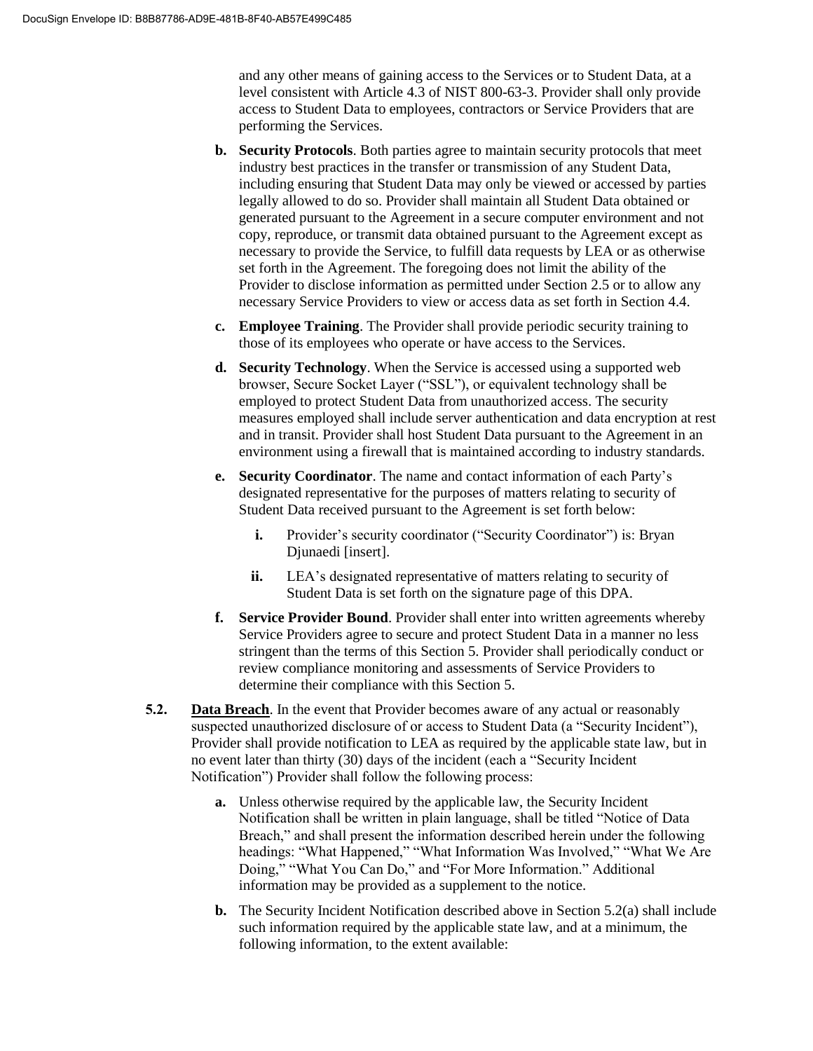and any other means of gaining access to the Services or to Student Data, at a level consistent with Article 4.3 of NIST 800-63-3. Provider shall only provide access to Student Data to employees, contractors or Service Providers that are performing the Services.

**b. Security Protocols**. Both parties agree to maintain security protocols that meet industry best practices in the transfer or transmission of any Student Data, including ensuring that Student Data may only be viewed or accessed by parties legally allowed to do so. Provider shall maintain all Student Data obtained or generated pursuant to the Agreement in a secure computer environment and not copy, reproduce, or transmit data obtained pursuant to the Agreement except as necessary to provide the Service, to fulfill data requests by LEA or as otherwise set forth in the Agreement. The foregoing does not limit the ability of the Provider to disclose information as permitted under Section 2.5 or to allow any necessary Service Providers to view or access data as set forth in Section 4.4.

**c. Employee Training**. The Provider shall provide periodic security training to those of its employees who operate or have access to the Services.

**d. Security Technology**. When the Service is accessed using a supported web browser, Secure Socket Layer ("SSL"), or equivalent technology shall be employed to protect Student Data from unauthorized access. The security measures employed shall include server authentication and data encryption at rest and in transit. Provider shall host Student Data pursuant to the Agreement in an environment using a firewall that is maintained according to industry standards.

**e. Security Coordinator**. The name and contact information of each Party's designated representative for the purposes of matters relating to security of Student Data received pursuant to the Agreement is set forth below:

**i.** Provider's security coordinator ("Security Coordinator") is: Bryan Djunaedi [insert].

**ii.** LEA's designated representative of matters relating to security of Student Data is set forth on the signature page of this DPA.

**f. Service Provider Bound**. Provider shall enter into written agreements whereby Service Providers agree to secure and protect Student Data in a manner no less stringent than the terms of this Section 5. Provider shall periodically conduct or review compliance monitoring and assessments of Service Providers to determine their compliance with this Section 5.

**5.2. Data Breach**. In the event that Provider becomes aware of any actual or reasonably suspected unauthorized disclosure of or access to Student Data (a "Security Incident"), Provider shall provide notification to LEA as required by the applicable state law, but in no event later than thirty (30) days of the incident (each a "Security Incident Notification") Provider shall follow the following process:

**a.** Unless otherwise required by the applicable law, the Security Incident Notification shall be written in plain language, shall be titled "Notice of Data Breach," and shall present the information described herein under the following headings: "What Happened," "What Information Was Involved," "What We Are Doing," "What You Can Do," and "For More Information." Additional information may be provided as a supplement to the notice.

**b.** The Security Incident Notification described above in Section 5.2(a) shall include such information required by the applicable state law, and at a minimum, the following information, to the extent available: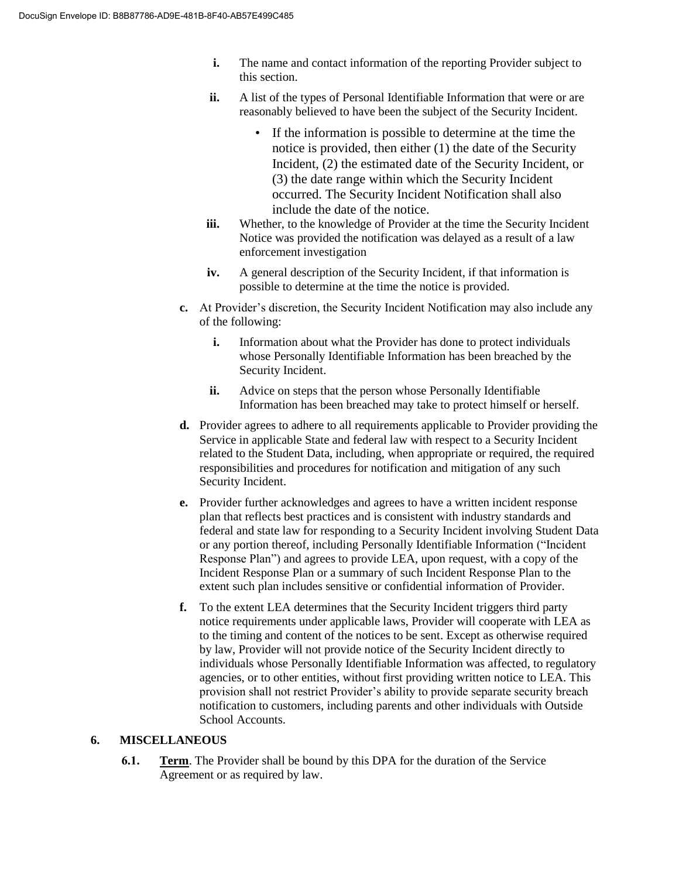**i.** The name and contact information of the reporting Provider subject to this section.

**ii.** A list of the types of Personal Identifiable Information that were or are reasonably believed to have been the subject of the Security Incident.

- If the information is possible to determine at the time the notice is provided, then either (1) the date of the Security Incident, (2) the estimated date of the Security Incident, or (3) the date range within which the Security Incident occurred. The Security Incident Notification shall also include the date of the notice.

**iii.** Whether, to the knowledge of Provider at the time the Security Incident Notice was provided the notification was delayed as a result of a law enforcement investigation

**iv.** A general description of the Security Incident, if that information is possible to determine at the time the notice is provided.

**c.** At Provider's discretion, the Security Incident Notification may also include any of the following:

**i.** Information about what the Provider has done to protect individuals whose Personally Identifiable Information has been breached by the Security Incident.

**ii.** Advice on steps that the person whose Personally Identifiable Information has been breached may take to protect himself or herself.

**d.** Provider agrees to adhere to all requirements applicable to Provider providing the Service in applicable State and federal law with respect to a Security Incident related to the Student Data, including, when appropriate or required, the required responsibilities and procedures for notification and mitigation of any such Security Incident.

**e.** Provider further acknowledges and agrees to have a written incident response plan that reflects best practices and is consistent with industry standards and federal and state law for responding to a Security Incident involving Student Data or any portion thereof, including Personally Identifiable Information ("Incident Response Plan") and agrees to provide LEA, upon request, with a copy of the Incident Response Plan or a summary of such Incident Response Plan to the extent such plan includes sensitive or confidential information of Provider.

**f.** To the extent LEA determines that the Security Incident triggers third party notice requirements under applicable laws, Provider will cooperate with LEA as to the timing and content of the notices to be sent. Except as otherwise required by law, Provider will not provide notice of the Security Incident directly to individuals whose Personally Identifiable Information was affected, to regulatory agencies, or to other entities, without first providing written notice to LEA. This provision shall not restrict Provider's ability to provide separate security breach notification to customers, including parents and other individuals with Outside School Accounts.

## 6. MISCELLANEOUS

**6.1.** **Term**. The Provider shall be bound by this DPA for the duration of the Service Agreement or as required by law.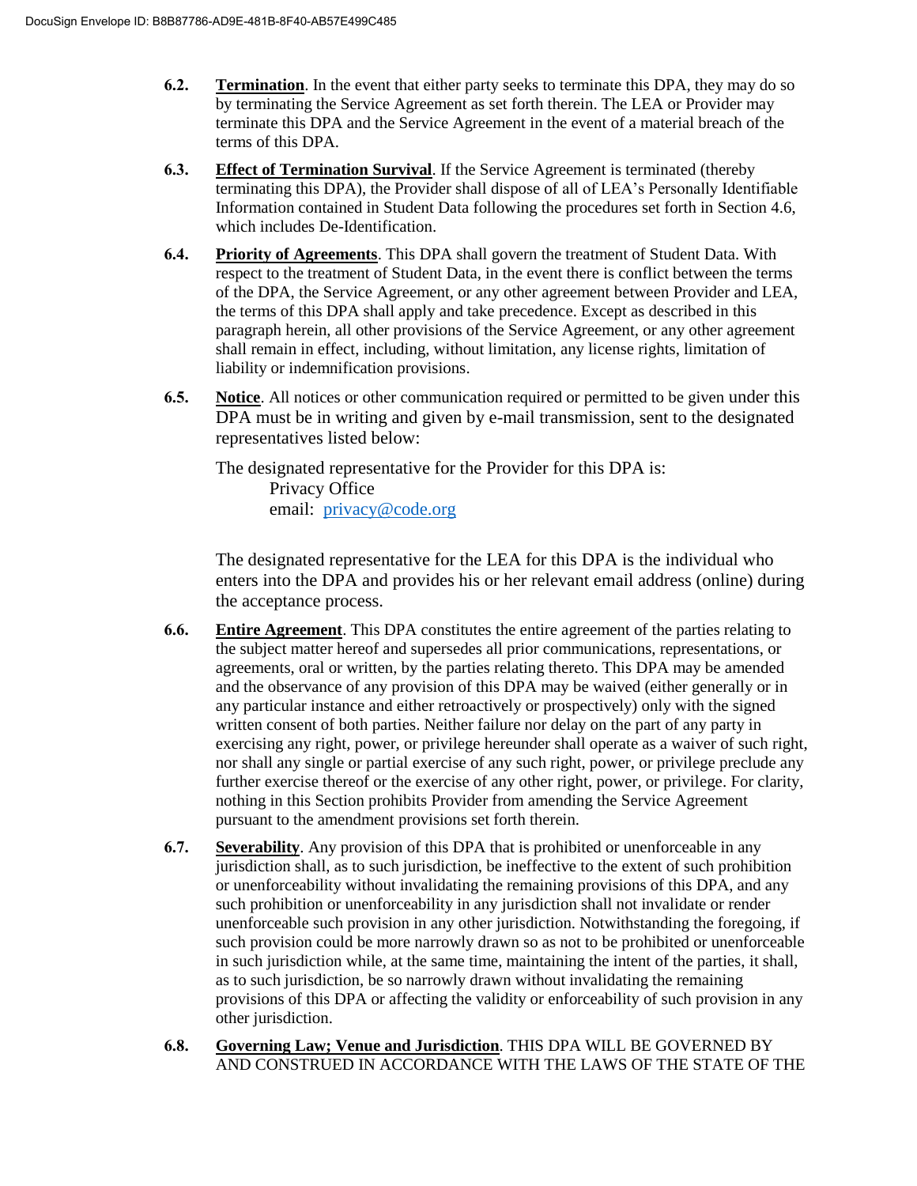**6.2. <u>Termination</u>**. In the event that either party seeks to terminate this DPA, they may do so by terminating the Service Agreement as set forth therein. The LEA or Provider may terminate this DPA and the Service Agreement in the event of a material breach of the terms of this DPA.

**6.3. <u>Effect of Termination Survival</u>**. If the Service Agreement is terminated (thereby terminating this DPA), the Provider shall dispose of all of LEA's Personally Identifiable Information contained in Student Data following the procedures set forth in Section 4.6, which includes De-Identification.

**6.4. <u>Priority of Agreements</u>**. This DPA shall govern the treatment of Student Data. With respect to the treatment of Student Data, in the event there is conflict between the terms of the DPA, the Service Agreement, or any other agreement between Provider and LEA, the terms of this DPA shall apply and take precedence. Except as described in this paragraph herein, all other provisions of the Service Agreement, or any other agreement shall remain in effect, including, without limitation, any license rights, limitation of liability or indemnification provisions.

**6.5. <u>Notice</u>**. All notices or other communication required or permitted to be given under this DPA must be in writing and given by e-mail transmission, sent to the designated representatives listed below:

The designated representative for the Provider for this DPA is:
Privacy Office
email: privacy@code.org

The designated representative for the LEA for this DPA is the individual who enters into the DPA and provides his or her relevant email address (online) during the acceptance process.

**6.6. <u>Entire Agreement</u>**. This DPA constitutes the entire agreement of the parties relating to the subject matter hereof and supersedes all prior communications, representations, or agreements, oral or written, by the parties relating thereto. This DPA may be amended and the observance of any provision of this DPA may be waived (either generally or in any particular instance and either retroactively or prospectively) only with the signed written consent of both parties. Neither failure nor delay on the part of any party in exercising any right, power, or privilege hereunder shall operate as a waiver of such right, nor shall any single or partial exercise of any such right, power, or privilege preclude any further exercise thereof or the exercise of any other right, power, or privilege. For clarity, nothing in this Section prohibits Provider from amending the Service Agreement pursuant to the amendment provisions set forth therein.

**6.7. <u>Severability</u>**. Any provision of this DPA that is prohibited or unenforceable in any jurisdiction shall, as to such jurisdiction, be ineffective to the extent of such prohibition or unenforceability without invalidating the remaining provisions of this DPA, and any such prohibition or unenforceability in any jurisdiction shall not invalidate or render unenforceable such provision in any other jurisdiction. Notwithstanding the foregoing, if such provision could be more narrowly drawn so as not to be prohibited or unenforceable in such jurisdiction while, at the same time, maintaining the intent of the parties, it shall, as to such jurisdiction, be so narrowly drawn without invalidating the remaining provisions of this DPA or affecting the validity or enforceability of such provision in any other jurisdiction.

**6.8. <u>Governing Law; Venue and Jurisdiction</u>**. THIS DPA WILL BE GOVERNED BY AND CONSTRUED IN ACCORDANCE WITH THE LAWS OF THE STATE OF THE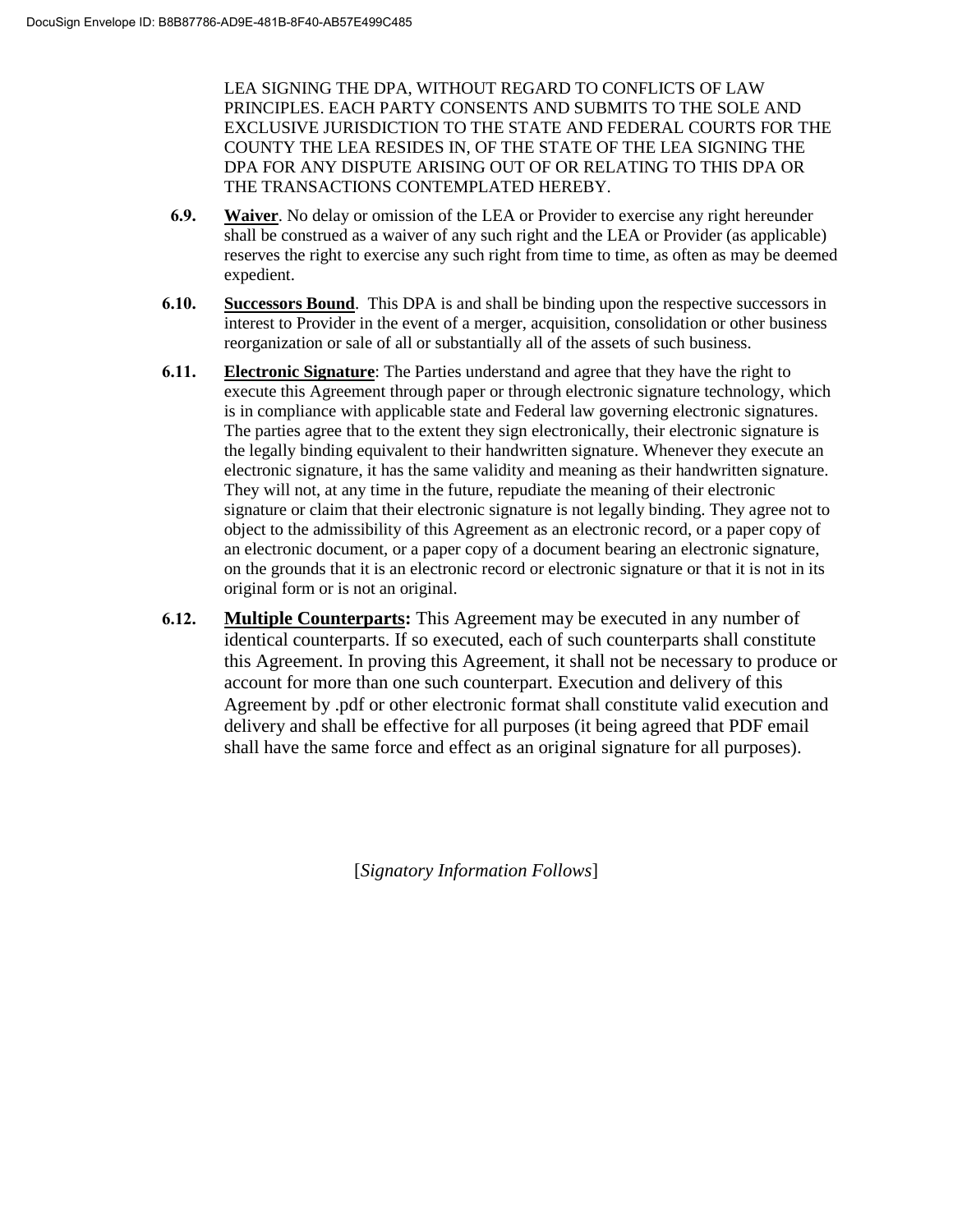LEA SIGNING THE DPA, WITHOUT REGARD TO CONFLICTS OF LAW PRINCIPLES. EACH PARTY CONSENTS AND SUBMITS TO THE SOLE AND EXCLUSIVE JURISDICTION TO THE STATE AND FEDERAL COURTS FOR THE COUNTY THE LEA RESIDES IN, OF THE STATE OF THE LEA SIGNING THE DPA FOR ANY DISPUTE ARISING OUT OF OR RELATING TO THIS DPA OR THE TRANSACTIONS CONTEMPLATED HEREBY.

**6.9.** **Waiver**. No delay or omission of the LEA or Provider to exercise any right hereunder shall be construed as a waiver of any such right and the LEA or Provider (as applicable) reserves the right to exercise any such right from time to time, as often as may be deemed expedient.

**6.10.** **Successors Bound**. This DPA is and shall be binding upon the respective successors in interest to Provider in the event of a merger, acquisition, consolidation or other business reorganization or sale of all or substantially all of the assets of such business.

**6.11.** **Electronic Signature**: The Parties understand and agree that they have the right to execute this Agreement through paper or through electronic signature technology, which is in compliance with applicable state and Federal law governing electronic signatures. The parties agree that to the extent they sign electronically, their electronic signature is the legally binding equivalent to their handwritten signature. Whenever they execute an electronic signature, it has the same validity and meaning as their handwritten signature. They will not, at any time in the future, repudiate the meaning of their electronic signature or claim that their electronic signature is not legally binding. They agree not to object to the admissibility of this Agreement as an electronic record, or a paper copy of an electronic document, or a paper copy of a document bearing an electronic signature, on the grounds that it is an electronic record or electronic signature or that it is not in its original form or is not an original.

**6.12.** **Multiple Counterparts:** This Agreement may be executed in any number of identical counterparts. If so executed, each of such counterparts shall constitute this Agreement. In proving this Agreement, it shall not be necessary to produce or account for more than one such counterpart. Execution and delivery of this Agreement by .pdf or other electronic format shall constitute valid execution and delivery and shall be effective for all purposes (it being agreed that PDF email shall have the same force and effect as an original signature for all purposes).

[*Signatory Information Follows*]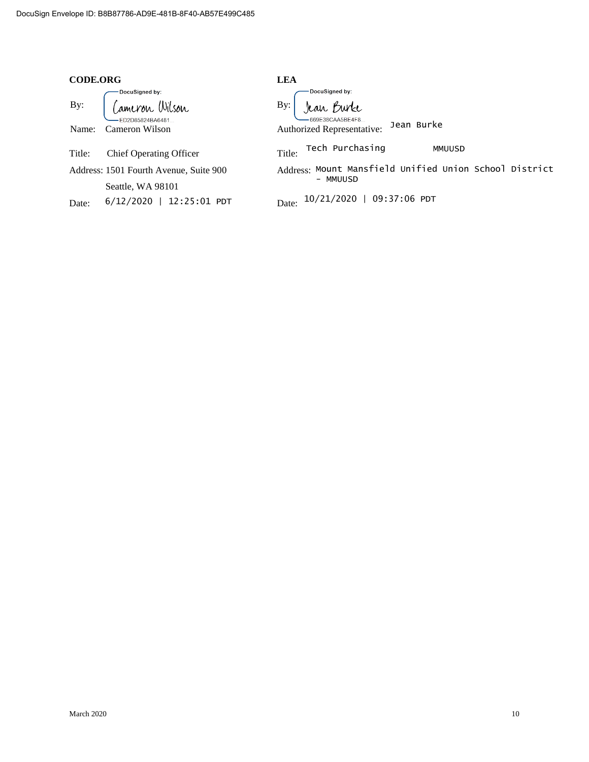DocuSign Envelope ID: B8B87786-AD9E-481B-8F40-AB57E499C485

**CODE.ORG**

By: DocuSigned by: Cameron Wilson
ED2D85824BA6481...

Name: Cameron Wilson

Title: Chief Operating Officer

Address: 1501 Fourth Avenue, Suite 900
Seattle, WA 98101

Date: 6/12/2020 | 12:25:01 PDT

**LEA**

By: DocuSigned by: Jean Burke
669E38CAA5BE4F8...

Authorized Representative: Jean Burke

Title: Tech Purchasing MMUUSD

Address: Mount Mansfield Unified Union School District - MMUUSD

Date: 10/21/2020 | 09:37:06 PDT

March 2020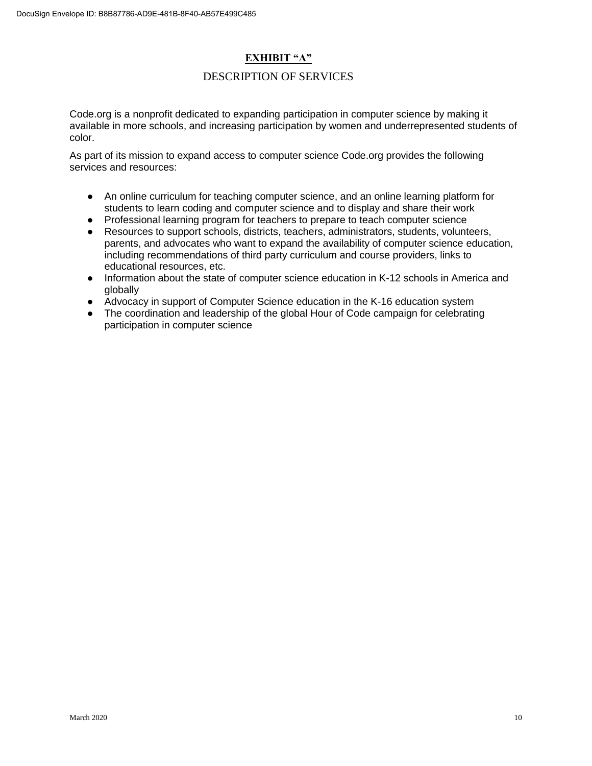# **EXHIBIT "A"**

## DESCRIPTION OF SERVICES

Code.org is a nonprofit dedicated to expanding participation in computer science by making it available in more schools, and increasing participation by women and underrepresented students of color.

As part of its mission to expand access to computer science Code.org provides the following services and resources:

- An online curriculum for teaching computer science, and an online learning platform for students to learn coding and computer science and to display and share their work
- Professional learning program for teachers to prepare to teach computer science
- Resources to support schools, districts, teachers, administrators, students, volunteers, parents, and advocates who want to expand the availability of computer science education, including recommendations of third party curriculum and course providers, links to educational resources, etc.
- Information about the state of computer science education in K-12 schools in America and globally
- Advocacy in support of Computer Science education in the K-16 education system
- The coordination and leadership of the global Hour of Code campaign for celebrating participation in computer science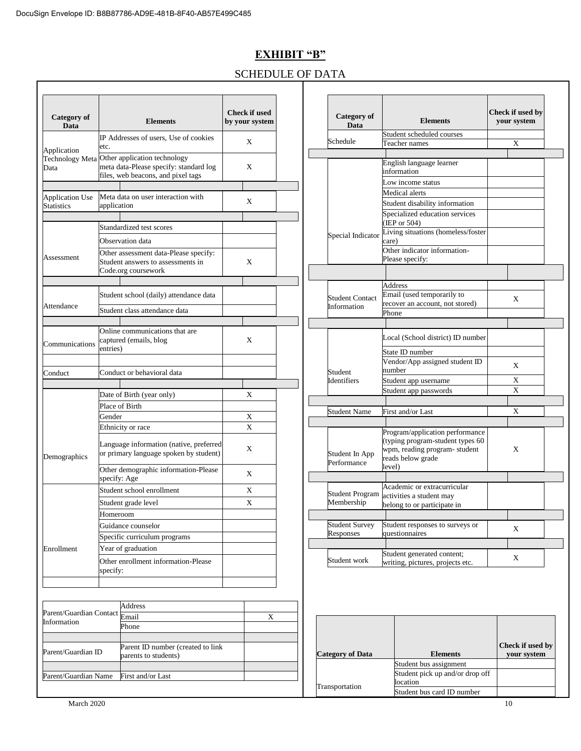# EXHIBIT "B"

## SCHEDULE OF DATA

| Category of Data | Elements | Check if used by your system |
|---|---|---|
| Application Technology Meta Data | IP Addresses of users, Use of cookies etc. | X |
| | Other application technology meta data-Please specify: standard log files, web beacons, and pixel tags | X |
| Application Use Statistics | Meta data on user interaction with application | X |
| Assessment | Standardized test scores | |
| | Observation data | |
| | Other assessment data-Please specify: Student answers to assessments in Code.org coursework | X |
| Attendance | Student school (daily) attendance data | |
| | Student class attendance data | |
| Communications | Online communications that are captured (emails, blog entries) | X |
| Conduct | Conduct or behavioral data | |
| Demographics | Date of Birth (year only) | X |
| | Place of Birth | |
| | Gender | X |
| | Ethnicity or race | X |
| | Language information (native, preferred or primary language spoken by student) | X |
| | Other demographic information-Please specify: Age | X |
| Enrollment | Student school enrollment | X |
| | Student grade level | X |
| | Homeroom | |
| | Guidance counselor | |
| | Specific curriculum programs | |
| | Year of graduation | |
| | Other enrollment information-Please specify: | |
| Parent/Guardian Contact Information | Address | |
| | Email | X |
| | Phone | |
| Parent/Guardian ID | Parent ID number (created to link parents to students) | |
| Parent/Guardian Name | First and/or Last | |

| Category of Data | Elements | Check if used by your system |
|---|---|---|
| Schedule | Student scheduled courses | |
| | Teacher names | X |
| Special Indicator | English language learner information | |
| | Low income status | |
| | Medical alerts | |
| | Student disability information | |
| | Specialized education services (IEP or 504) | |
| | Living situations (homeless/foster care) | |
| | Other indicator information-Please specify: | |
| Student Contact Information | Address | |
| | Email (used temporarily to recover an account, not stored) | X |
| | Phone | |
| Student Identifiers | Local (School district) ID number | |
| | State ID number | |
| | Vendor/App assigned student ID number | X |
| | Student app username | X |
| | Student app passwords | X |
| Student Name | First and/or Last | X |
| Student In App Performance | Program/application performance (typing program-student types 60 wpm, reading program- student reads below grade level) | X |
| Student Program Membership | Academic or extracurricular activities a student may belong to or participate in | |
| Student Survey Responses | Student responses to surveys or questionnaires | X |
| Student work | Student generated content; writing, pictures, projects etc. | X |

| Category of Data | Elements | Check if used by your system |
|---|---|---|
| Transportation | Student bus assignment | |
| | Student pick up and/or drop off location | |
| | Student bus card ID number | |

March 2020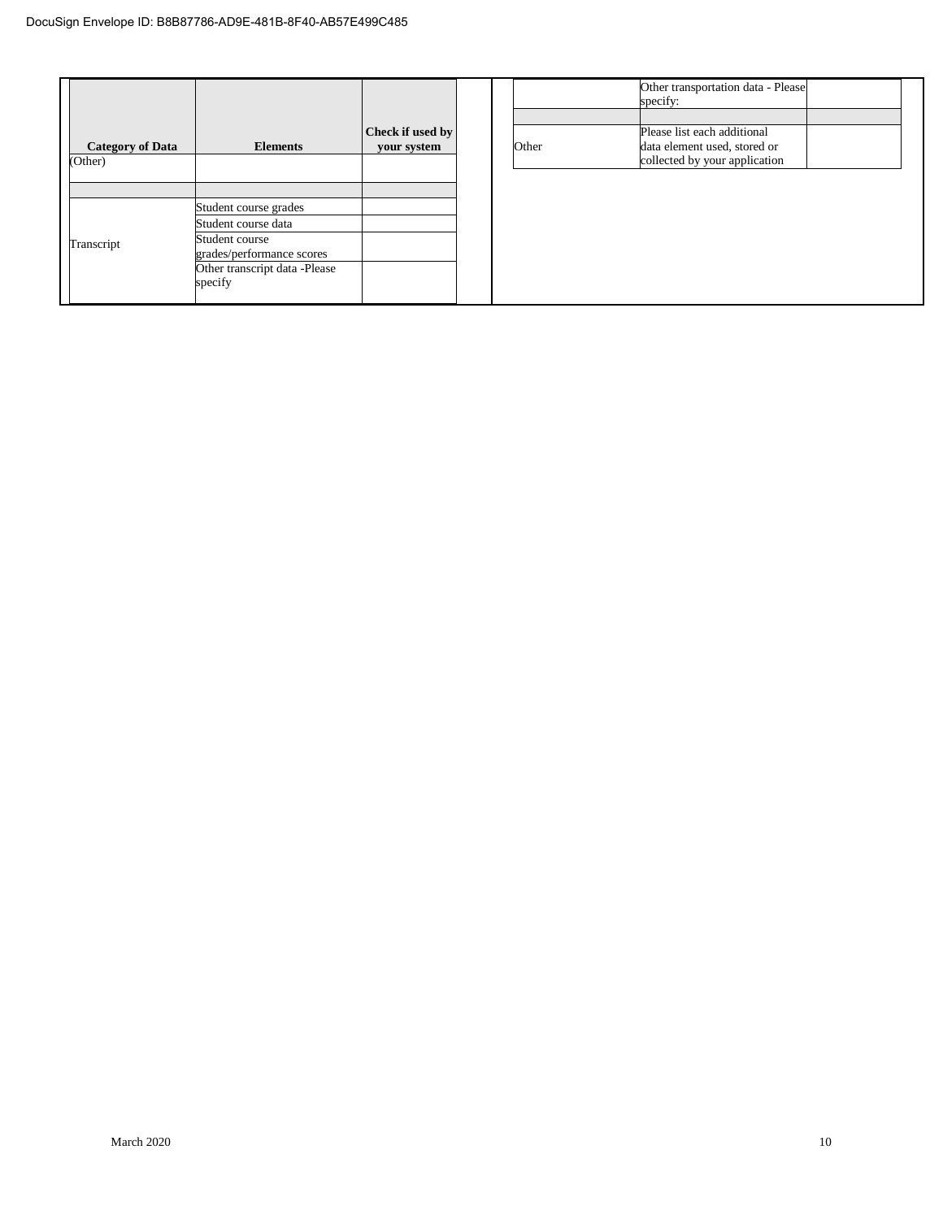| Category of Data | Elements | Check if used by your system |
|---|---|---|
| (Other) | | |
| | | |
| Transcript | Student course grades | |
| | Student course data | |
| | Student course grades/performance scores | |
| | Other transcript data -Please specify | |

| Category of Data | Elements | Check if used by your system |
|---|---|---|
| | Other transportation data - Please specify: | |
| | | |
| Other | Please list each additional data element used, stored or collected by your application | |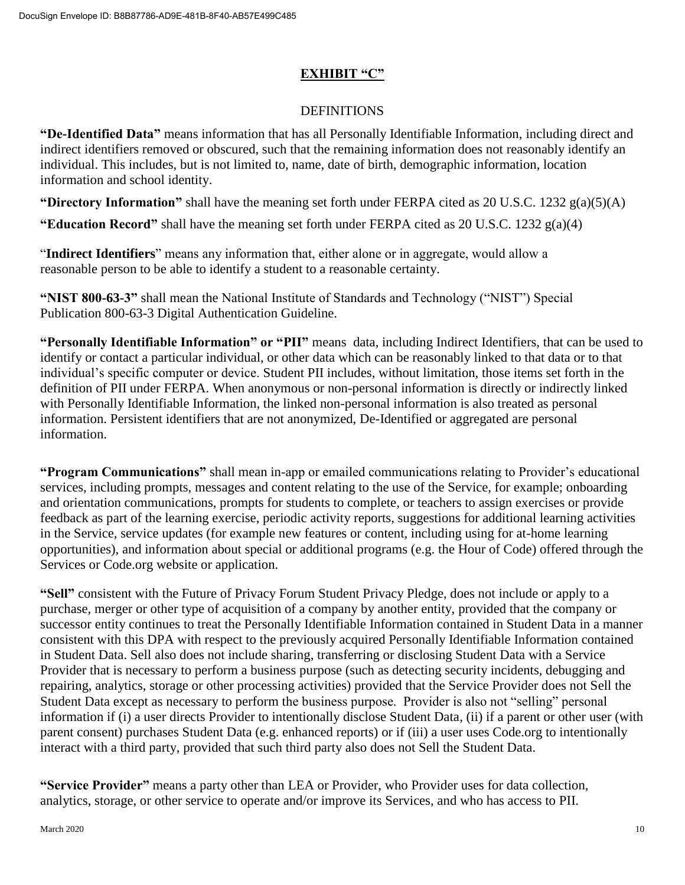## EXHIBIT "C"

DEFINITIONS

**"De-Identified Data"** means information that has all Personally Identifiable Information, including direct and indirect identifiers removed or obscured, such that the remaining information does not reasonably identify an individual. This includes, but is not limited to, name, date of birth, demographic information, location information and school identity.

**"Directory Information"** shall have the meaning set forth under FERPA cited as 20 U.S.C. 1232 g(a)(5)(A)

**"Education Record"** shall have the meaning set forth under FERPA cited as 20 U.S.C. 1232 g(a)(4)

"**Indirect Identifiers**" means any information that, either alone or in aggregate, would allow a reasonable person to be able to identify a student to a reasonable certainty.

**"NIST 800-63-3"** shall mean the National Institute of Standards and Technology ("NIST") Special Publication 800-63-3 Digital Authentication Guideline.

**"Personally Identifiable Information" or "PII"** means data, including Indirect Identifiers, that can be used to identify or contact a particular individual, or other data which can be reasonably linked to that data or to that individual's specific computer or device. Student PII includes, without limitation, those items set forth in the definition of PII under FERPA. When anonymous or non-personal information is directly or indirectly linked with Personally Identifiable Information, the linked non-personal information is also treated as personal information. Persistent identifiers that are not anonymized, De-Identified or aggregated are personal information.

**"Program Communications"** shall mean in-app or emailed communications relating to Provider's educational services, including prompts, messages and content relating to the use of the Service, for example; onboarding and orientation communications, prompts for students to complete, or teachers to assign exercises or provide feedback as part of the learning exercise, periodic activity reports, suggestions for additional learning activities in the Service, service updates (for example new features or content, including using for at-home learning opportunities), and information about special or additional programs (e.g. the Hour of Code) offered through the Services or Code.org website or application.

**"Sell"** consistent with the Future of Privacy Forum Student Privacy Pledge, does not include or apply to a purchase, merger or other type of acquisition of a company by another entity, provided that the company or successor entity continues to treat the Personally Identifiable Information contained in Student Data in a manner consistent with this DPA with respect to the previously acquired Personally Identifiable Information contained in Student Data. Sell also does not include sharing, transferring or disclosing Student Data with a Service Provider that is necessary to perform a business purpose (such as detecting security incidents, debugging and repairing, analytics, storage or other processing activities) provided that the Service Provider does not Sell the Student Data except as necessary to perform the business purpose. Provider is also not "selling" personal information if (i) a user directs Provider to intentionally disclose Student Data, (ii) if a parent or other user (with parent consent) purchases Student Data (e.g. enhanced reports) or if (iii) a user uses Code.org to intentionally interact with a third party, provided that such third party also does not Sell the Student Data.

**"Service Provider"** means a party other than LEA or Provider, who Provider uses for data collection, analytics, storage, or other service to operate and/or improve its Services, and who has access to PII.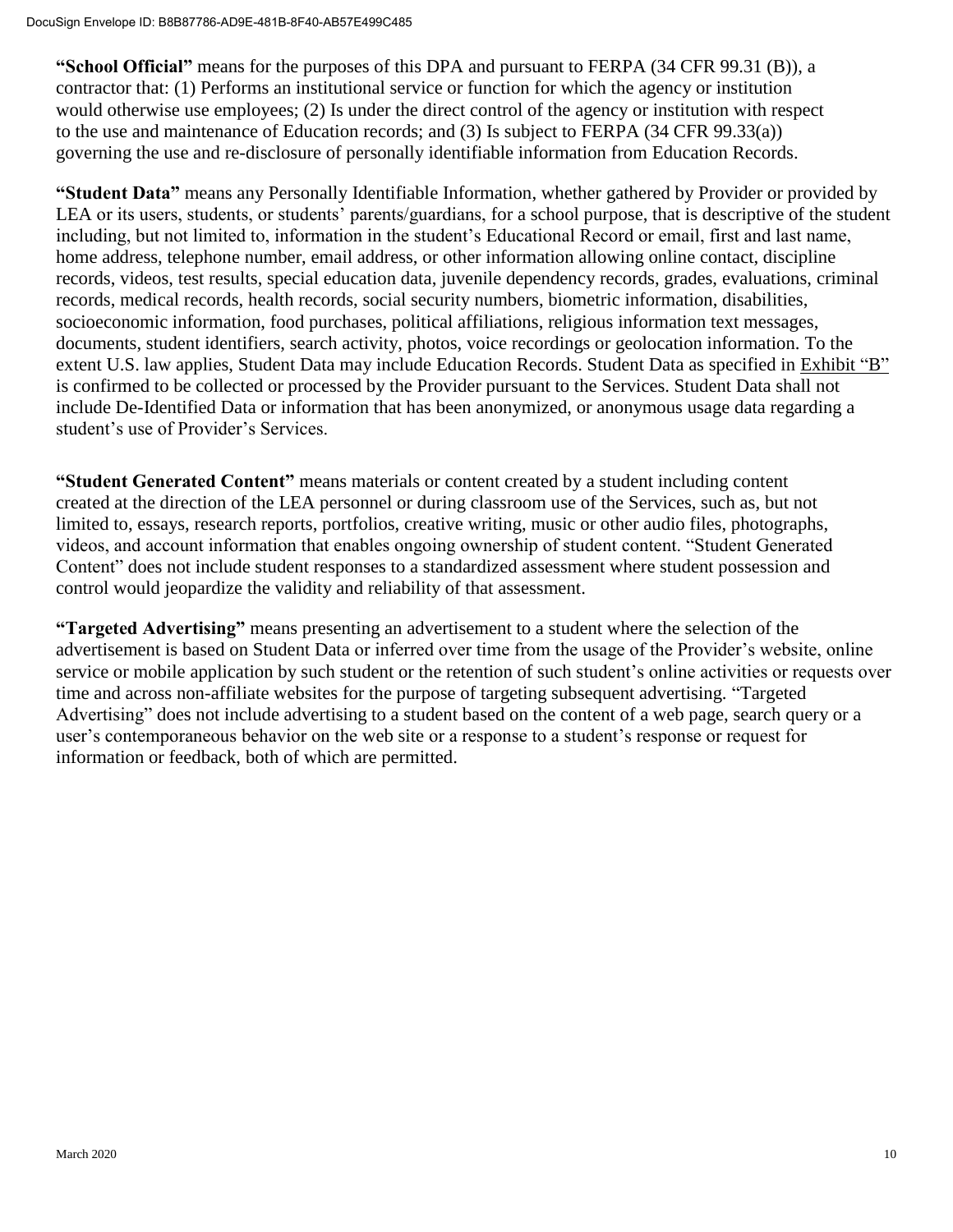**"School Official"** means for the purposes of this DPA and pursuant to FERPA (34 CFR 99.31 (B)), a contractor that: (1) Performs an institutional service or function for which the agency or institution would otherwise use employees; (2) Is under the direct control of the agency or institution with respect to the use and maintenance of Education records; and (3) Is subject to FERPA (34 CFR 99.33(a)) governing the use and re-disclosure of personally identifiable information from Education Records.

**"Student Data"** means any Personally Identifiable Information, whether gathered by Provider or provided by LEA or its users, students, or students' parents/guardians, for a school purpose, that is descriptive of the student including, but not limited to, information in the student's Educational Record or email, first and last name, home address, telephone number, email address, or other information allowing online contact, discipline records, videos, test results, special education data, juvenile dependency records, grades, evaluations, criminal records, medical records, health records, social security numbers, biometric information, disabilities, socioeconomic information, food purchases, political affiliations, religious information text messages, documents, student identifiers, search activity, photos, voice recordings or geolocation information. To the extent U.S. law applies, Student Data may include Education Records. Student Data as specified in Exhibit "B" is confirmed to be collected or processed by the Provider pursuant to the Services. Student Data shall not include De-Identified Data or information that has been anonymized, or anonymous usage data regarding a student's use of Provider's Services.

**"Student Generated Content"** means materials or content created by a student including content created at the direction of the LEA personnel or during classroom use of the Services, such as, but not limited to, essays, research reports, portfolios, creative writing, music or other audio files, photographs, videos, and account information that enables ongoing ownership of student content. "Student Generated Content" does not include student responses to a standardized assessment where student possession and control would jeopardize the validity and reliability of that assessment.

**"Targeted Advertising"** means presenting an advertisement to a student where the selection of the advertisement is based on Student Data or inferred over time from the usage of the Provider's website, online service or mobile application by such student or the retention of such student's online activities or requests over time and across non-affiliate websites for the purpose of targeting subsequent advertising. "Targeted Advertising" does not include advertising to a student based on the content of a web page, search query or a user's contemporaneous behavior on the web site or a response to a student's response or request for information or feedback, both of which are permitted.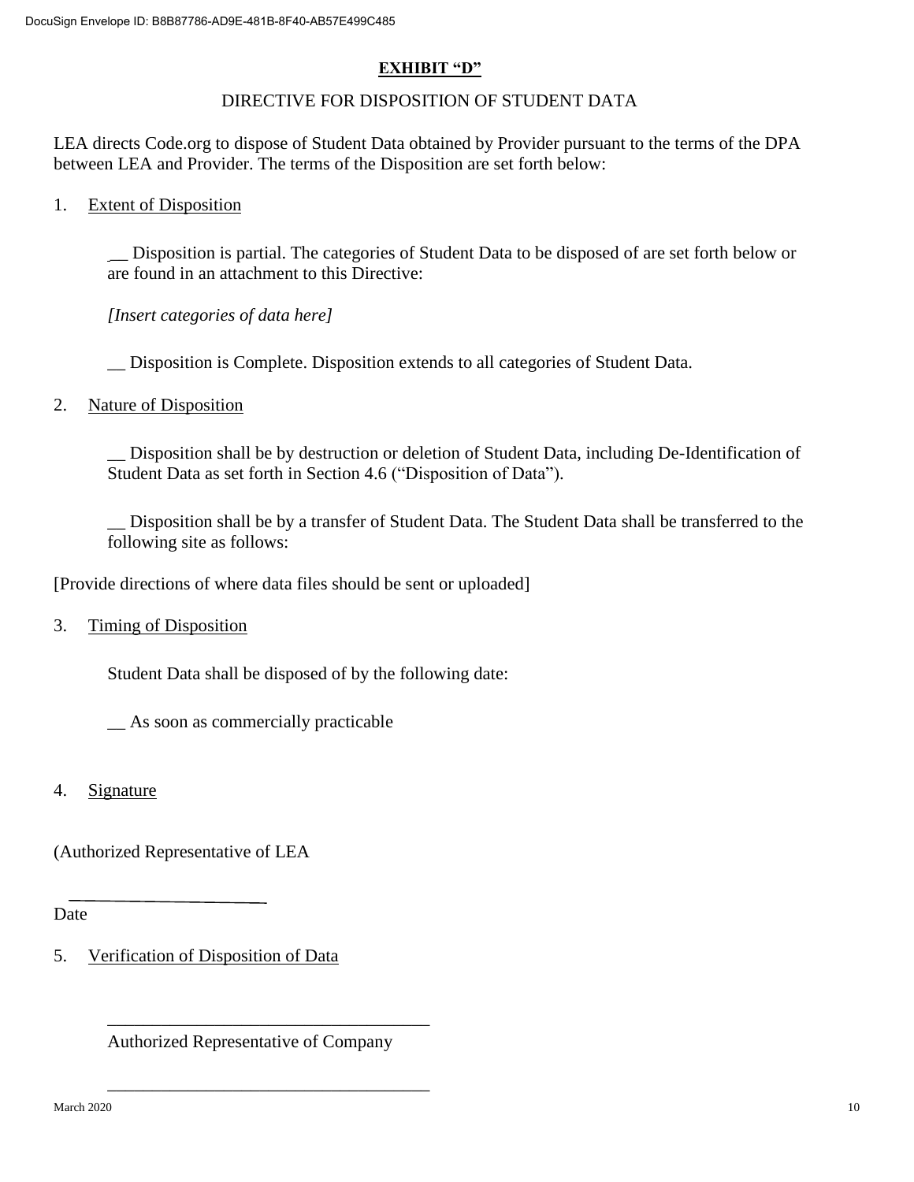**EXHIBIT "D"**

DIRECTIVE FOR DISPOSITION OF STUDENT DATA

LEA directs Code.org to dispose of Student Data obtained by Provider pursuant to the terms of the DPA between LEA and Provider. The terms of the Disposition are set forth below:

1. Extent of Disposition

   __ Disposition is partial. The categories of Student Data to be disposed of are set forth below or are found in an attachment to this Directive:

   *[Insert categories of data here]*

   __ Disposition is Complete. Disposition extends to all categories of Student Data.

2. Nature of Disposition

   __ Disposition shall be by destruction or deletion of Student Data, including De-Identification of Student Data as set forth in Section 4.6 ("Disposition of Data").

   __ Disposition shall be by a transfer of Student Data. The Student Data shall be transferred to the following site as follows:

[Provide directions of where data files should be sent or uploaded]

3. Timing of Disposition

   Student Data shall be disposed of by the following date:

   __ As soon as commercially practicable

4. Signature

(Authorized Representative of LEA

\_\_\_\_\_\_\_\_\_\_\_\_\_\_\_\_\_\_\_\_\_\_\_\_\_\_

Date

5. Verification of Disposition of Data

   \_\_\_\_\_\_\_\_\_\_\_\_\_\_\_\_\_\_\_\_\_\_\_\_\_\_\_\_\_\_\_\_\_\_\_\_\_\_

   Authorized Representative of Company

   \_\_\_\_\_\_\_\_\_\_\_\_\_\_\_\_\_\_\_\_\_\_\_\_\_\_\_\_\_\_\_\_\_\_\_\_\_\_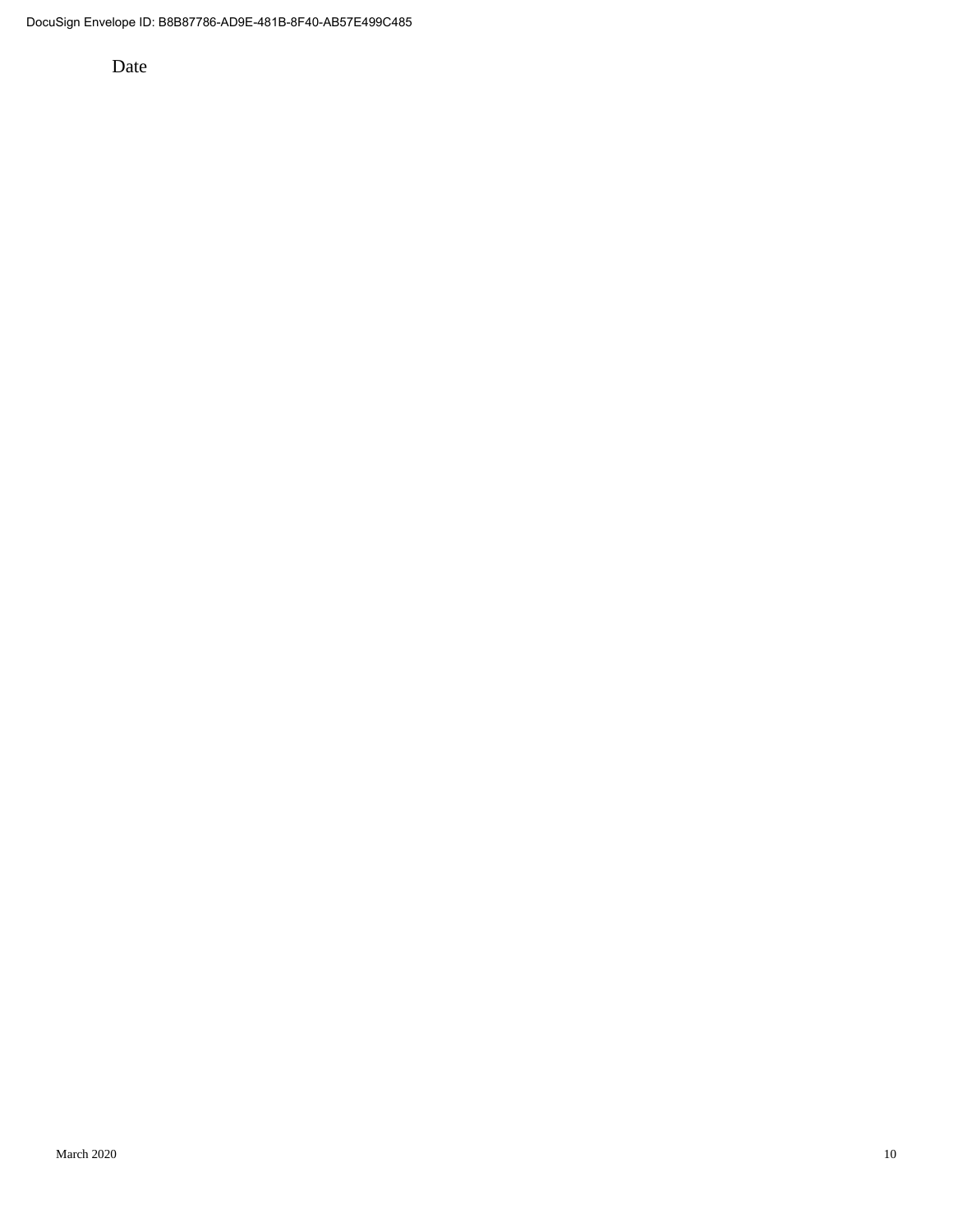Date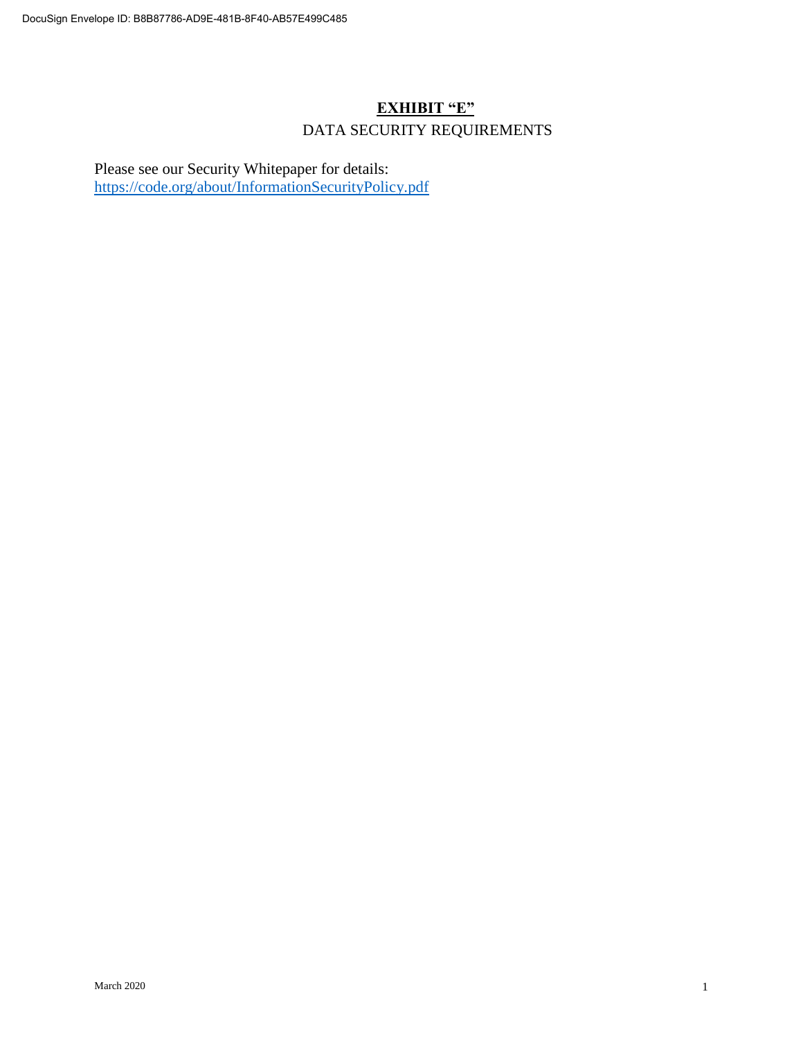# EXHIBIT "E"

## DATA SECURITY REQUIREMENTS

Please see our Security Whitepaper for details:
[https://code.org/about/InformationSecurityPolicy.pdf](https://code.org/about/InformationSecurityPolicy.pdf)